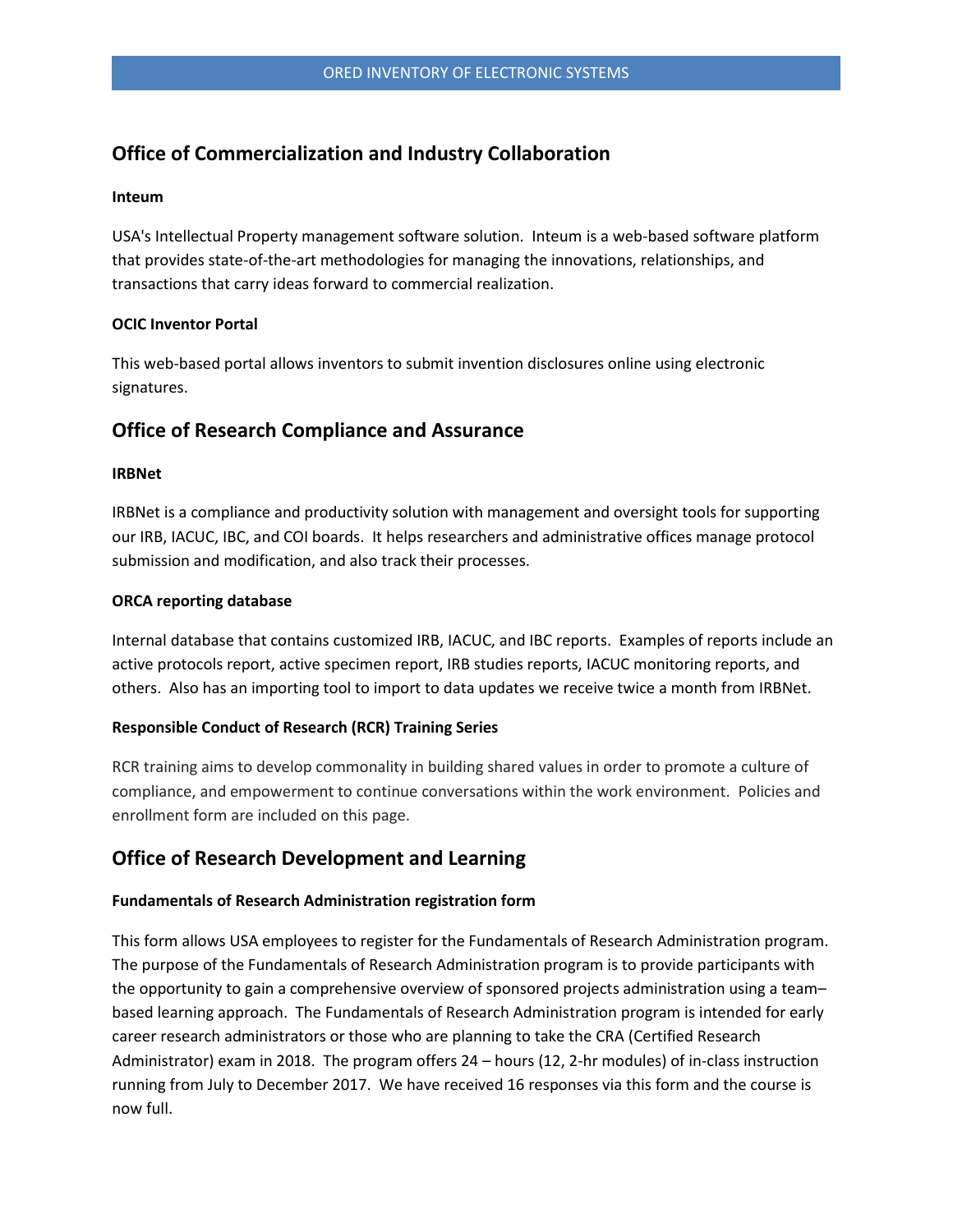## Office of Commercialization and Industry Collaboration

**Inteum**

USA's Intellectual Property management software solution. Inteum is a web-based software platform that provides state-of-the-art methodologies for managing the innovations, relationships, and transactions that carry ideas forward to commercial realization.

**OCIC Inventor Portal**

This web-based portal allows inventors to submit invention disclosures online using electronic signatures.

## Office of Research Compliance and Assurance

**IRBNet**

IRBNet is a compliance and productivity solution with management and oversight tools for supporting our IRB, IACUC, IBC, and COI boards. It helps researchers and administrative offices manage protocol submission and modification, and also track their processes.

**ORCA reporting database**

Internal database that contains customized IRB, IACUC, and IBC reports. Examples of reports include an active protocols report, active specimen report, IRB studies reports, IACUC monitoring reports, and others. Also has an importing tool to import to data updates we receive twice a month from IRBNet.

**Responsible Conduct of Research (RCR) Training Series**

RCR training aims to develop commonality in building shared values in order to promote a culture of compliance, and empowerment to continue conversations within the work environment. Policies and enrollment form are included on this page.

## Office of Research Development and Learning

**Fundamentals of Research Administration registration form**

This form allows USA employees to register for the Fundamentals of Research Administration program. The purpose of the Fundamentals of Research Administration program is to provide participants with the opportunity to gain a comprehensive overview of sponsored projects administration using a team–based learning approach. The Fundamentals of Research Administration program is intended for early career research administrators or those who are planning to take the CRA (Certified Research Administrator) exam in 2018. The program offers 24 – hours (12, 2-hr modules) of in-class instruction running from July to December 2017. We have received 16 responses via this form and the course is now full.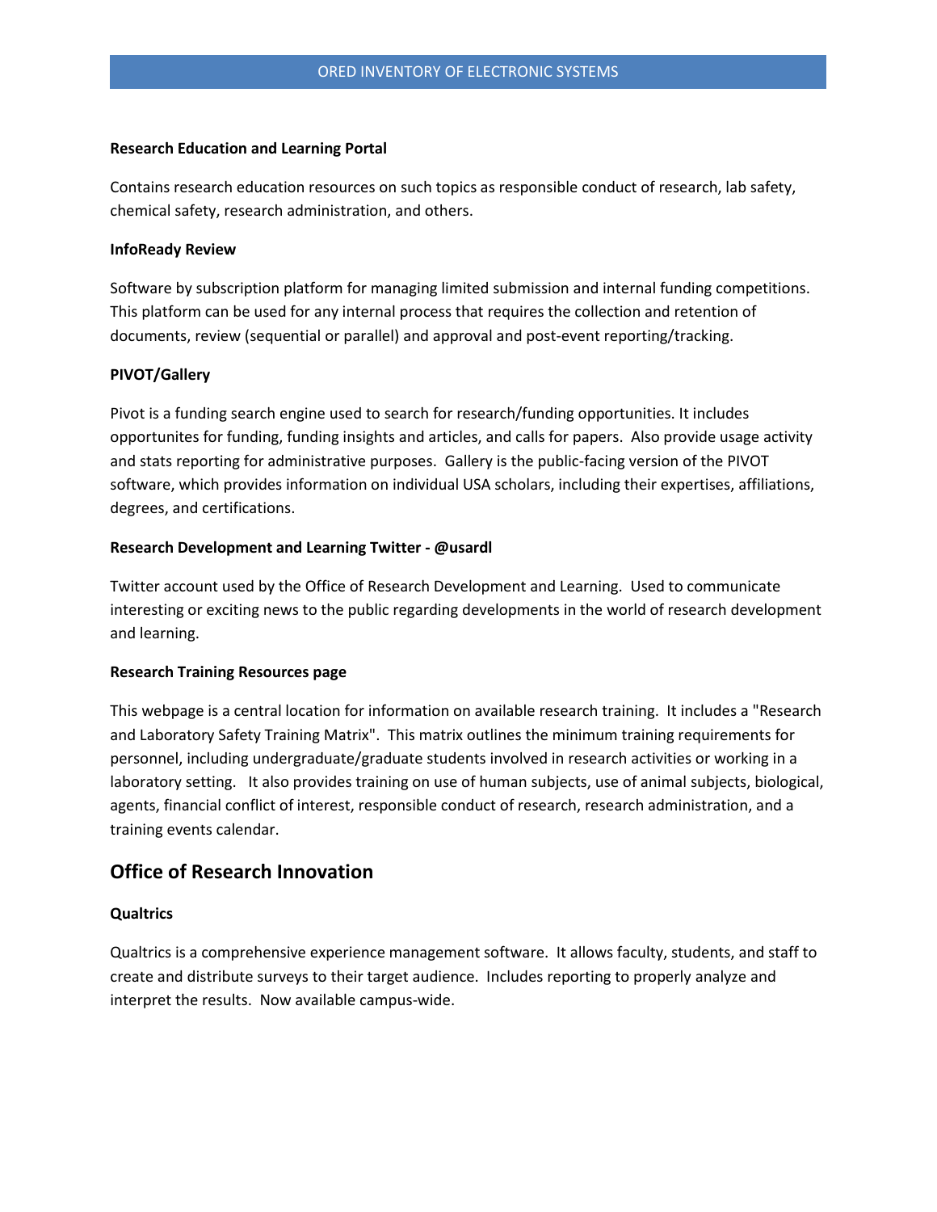**Research Education and Learning Portal**

Contains research education resources on such topics as responsible conduct of research, lab safety, chemical safety, research administration, and others.

**InfoReady Review**

Software by subscription platform for managing limited submission and internal funding competitions. This platform can be used for any internal process that requires the collection and retention of documents, review (sequential or parallel) and approval and post-event reporting/tracking.

**PIVOT/Gallery**

Pivot is a funding search engine used to search for research/funding opportunities. It includes opportunites for funding, funding insights and articles, and calls for papers. Also provide usage activity and stats reporting for administrative purposes. Gallery is the public-facing version of the PIVOT software, which provides information on individual USA scholars, including their expertises, affiliations, degrees, and certifications.

**Research Development and Learning Twitter - @usardl**

Twitter account used by the Office of Research Development and Learning. Used to communicate interesting or exciting news to the public regarding developments in the world of research development and learning.

**Research Training Resources page**

This webpage is a central location for information on available research training. It includes a "Research and Laboratory Safety Training Matrix". This matrix outlines the minimum training requirements for personnel, including undergraduate/graduate students involved in research activities or working in a laboratory setting. It also provides training on use of human subjects, use of animal subjects, biological, agents, financial conflict of interest, responsible conduct of research, research administration, and a training events calendar.

## Office of Research Innovation

**Qualtrics**

Qualtrics is a comprehensive experience management software. It allows faculty, students, and staff to create and distribute surveys to their target audience. Includes reporting to properly analyze and interpret the results. Now available campus-wide.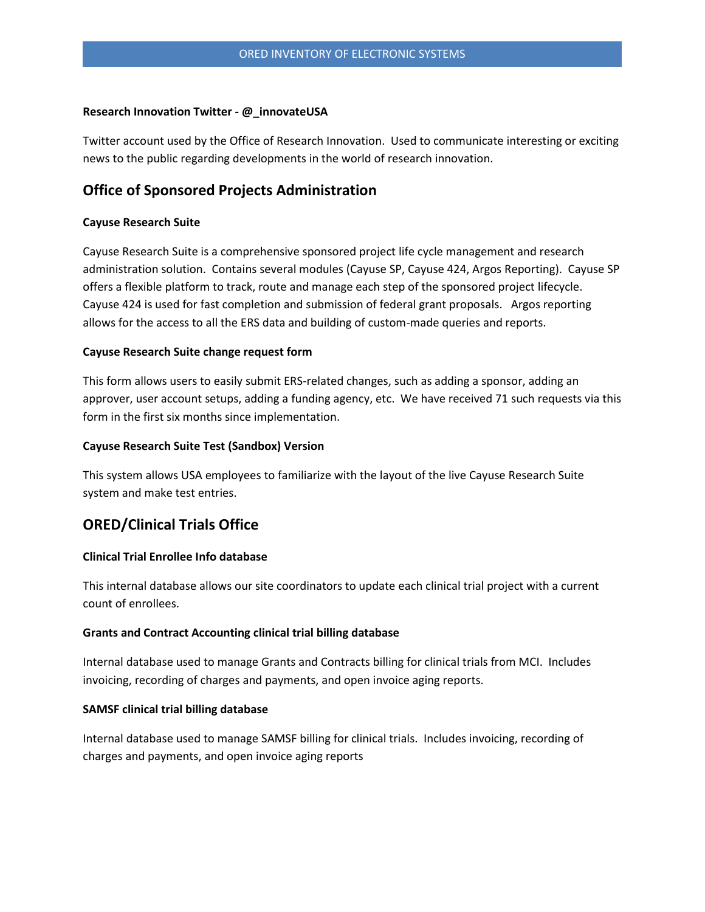**Research Innovation Twitter - @_innovateUSA**

Twitter account used by the Office of Research Innovation. Used to communicate interesting or exciting news to the public regarding developments in the world of research innovation.

## Office of Sponsored Projects Administration

**Cayuse Research Suite**

Cayuse Research Suite is a comprehensive sponsored project life cycle management and research administration solution. Contains several modules (Cayuse SP, Cayuse 424, Argos Reporting). Cayuse SP offers a flexible platform to track, route and manage each step of the sponsored project lifecycle. Cayuse 424 is used for fast completion and submission of federal grant proposals. Argos reporting allows for the access to all the ERS data and building of custom-made queries and reports.

**Cayuse Research Suite change request form**

This form allows users to easily submit ERS-related changes, such as adding a sponsor, adding an approver, user account setups, adding a funding agency, etc. We have received 71 such requests via this form in the first six months since implementation.

**Cayuse Research Suite Test (Sandbox) Version**

This system allows USA employees to familiarize with the layout of the live Cayuse Research Suite system and make test entries.

## ORED/Clinical Trials Office

**Clinical Trial Enrollee Info database**

This internal database allows our site coordinators to update each clinical trial project with a current count of enrollees.

**Grants and Contract Accounting clinical trial billing database**

Internal database used to manage Grants and Contracts billing for clinical trials from MCI. Includes invoicing, recording of charges and payments, and open invoice aging reports.

**SAMSF clinical trial billing database**

Internal database used to manage SAMSF billing for clinical trials. Includes invoicing, recording of charges and payments, and open invoice aging reports